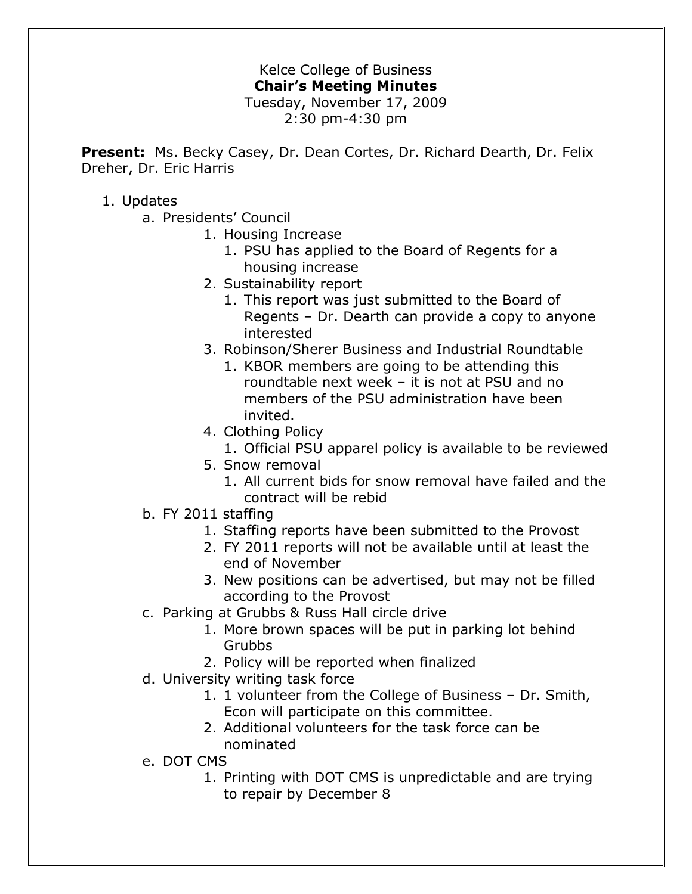Kelce College of Business

**Chair's Meeting Minutes**

Tuesday, November 17, 2009

2:30 pm-4:30 pm

**Present:** Ms. Becky Casey, Dr. Dean Cortes, Dr. Richard Dearth, Dr. Felix Dreher, Dr. Eric Harris

1. Updates
   a. Presidents' Council
      1. Housing Increase
         1. PSU has applied to the Board of Regents for a housing increase
      2. Sustainability report
         1. This report was just submitted to the Board of Regents – Dr. Dearth can provide a copy to anyone interested
      3. Robinson/Sherer Business and Industrial Roundtable
         1. KBOR members are going to be attending this roundtable next week – it is not at PSU and no members of the PSU administration have been invited.
      4. Clothing Policy
         1. Official PSU apparel policy is available to be reviewed
      5. Snow removal
         1. All current bids for snow removal have failed and the contract will be rebid

   b. FY 2011 staffing
      1. Staffing reports have been submitted to the Provost
      2. FY 2011 reports will not be available until at least the end of November
      3. New positions can be advertised, but may not be filled according to the Provost

   c. Parking at Grubbs & Russ Hall circle drive
      1. More brown spaces will be put in parking lot behind Grubbs
      2. Policy will be reported when finalized

   d. University writing task force
      1. 1 volunteer from the College of Business – Dr. Smith, Econ will participate on this committee.
      2. Additional volunteers for the task force can be nominated

   e. DOT CMS
      1. Printing with DOT CMS is unpredictable and are trying to repair by December 8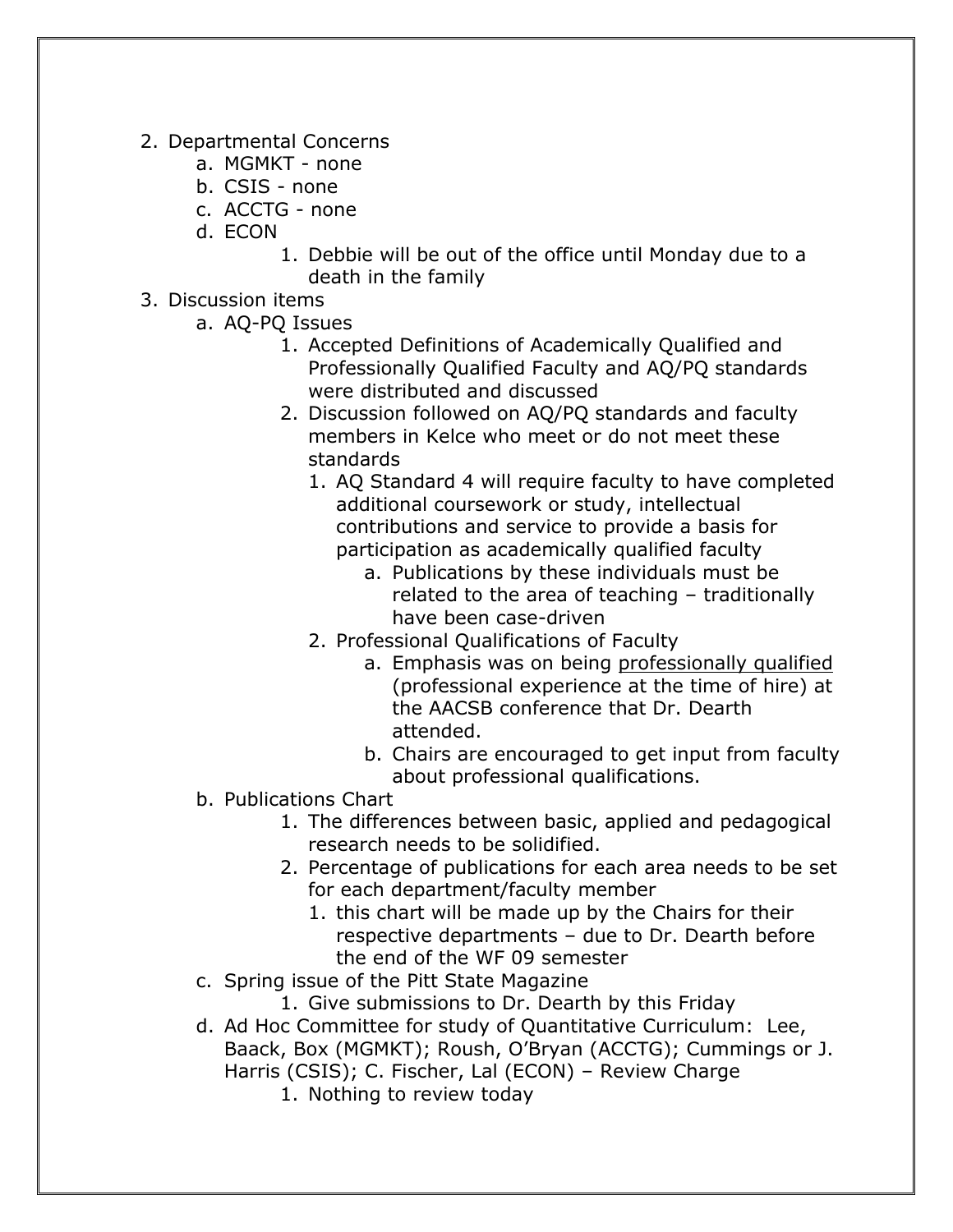2. Departmental Concerns
    a. MGMKT - none
    b. CSIS - none
    c. ACCTG - none
    d. ECON
        1. Debbie will be out of the office until Monday due to a death in the family
3. Discussion items
    a. AQ-PQ Issues
        1. Accepted Definitions of Academically Qualified and Professionally Qualified Faculty and AQ/PQ standards were distributed and discussed
        2. Discussion followed on AQ/PQ standards and faculty members in Kelce who meet or do not meet these standards
            1. AQ Standard 4 will require faculty to have completed additional coursework or study, intellectual contributions and service to provide a basis for participation as academically qualified faculty
                a. Publications by these individuals must be related to the area of teaching – traditionally have been case-driven
            2. Professional Qualifications of Faculty
                a. Emphasis was on being <u>professionally qualified</u> (professional experience at the time of hire) at the AACSB conference that Dr. Dearth attended.
                b. Chairs are encouraged to get input from faculty about professional qualifications.
    b. Publications Chart
        1. The differences between basic, applied and pedagogical research needs to be solidified.
        2. Percentage of publications for each area needs to be set for each department/faculty member
            1. this chart will be made up by the Chairs for their respective departments – due to Dr. Dearth before the end of the WF 09 semester
    c. Spring issue of the Pitt State Magazine
        1. Give submissions to Dr. Dearth by this Friday
    d. Ad Hoc Committee for study of Quantitative Curriculum: Lee, Baack, Box (MGMKT); Roush, O'Bryan (ACCTG); Cummings or J. Harris (CSIS); C. Fischer, Lal (ECON) – Review Charge
        1. Nothing to review today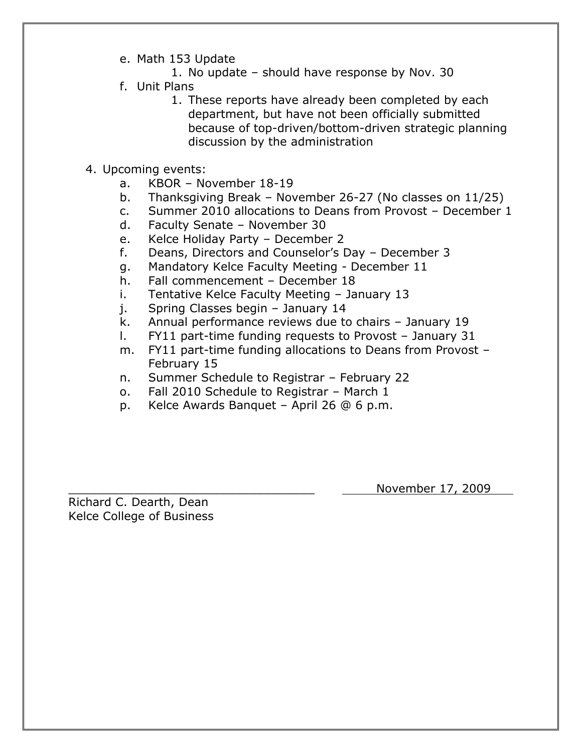e. Math 153 Update
    1. No update – should have response by Nov. 30
f. Unit Plans
    1. These reports have already been completed by each department, but have not been officially submitted because of top-driven/bottom-driven strategic planning discussion by the administration

4. Upcoming events:
    a. KBOR – November 18-19
    b. Thanksgiving Break – November 26-27 (No classes on 11/25)
    c. Summer 2010 allocations to Deans from Provost – December 1
    d. Faculty Senate – November 30
    e. Kelce Holiday Party – December 2
    f. Deans, Directors and Counselor's Day – December 3
    g. Mandatory Kelce Faculty Meeting - December 11
    h. Fall commencement – December 18
    i. Tentative Kelce Faculty Meeting – January 13
    j. Spring Classes begin – January 14
    k. Annual performance reviews due to chairs – January 19
    l. FY11 part-time funding requests to Provost – January 31
    m. FY11 part-time funding allocations to Deans from Provost – February 15
    n. Summer Schedule to Registrar – February 22
    o. Fall 2010 Schedule to Registrar – March 1
    p. Kelce Awards Banquet – April 26 @ 6 p.m.

___________________________________ November 17, 2009

Richard C. Dearth, Dean
Kelce College of Business